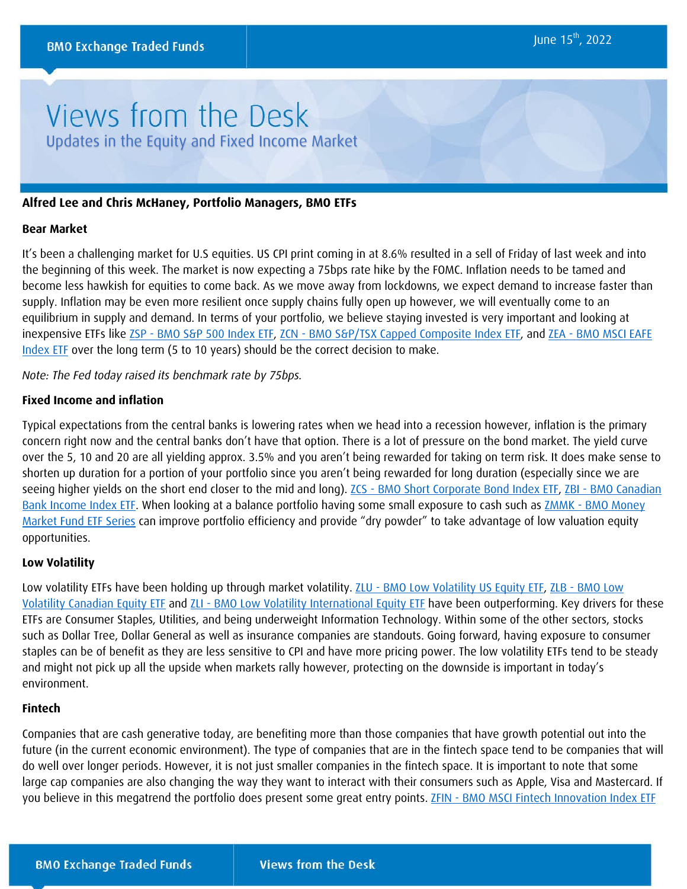BMO Exchange Traded Funds

June 15th, 2022

# Views from the Desk

## Updates in the Equity and Fixed Income Market

**Alfred Lee and Chris McHaney, Portfolio Managers, BMO ETFs**

### Bear Market

It's been a challenging market for U.S equities. US CPI print coming in at 8.6% resulted in a sell of Friday of last week and into the beginning of this week. The market is now expecting a 75bps rate hike by the FOMC. Inflation needs to be tamed and become less hawkish for equities to come back. As we move away from lockdowns, we expect demand to increase faster than supply. Inflation may be even more resilient once supply chains fully open up however, we will eventually come to an equilibrium in supply and demand. In terms of your portfolio, we believe staying invested is very important and looking at inexpensive ETFs like ZSP - BMO S&P 500 Index ETF, ZCN - BMO S&P/TSX Capped Composite Index ETF, and ZEA - BMO MSCI EAFE Index ETF over the long term (5 to 10 years) should be the correct decision to make.

*Note: The Fed today raised its benchmark rate by 75bps.*

### Fixed Income and inflation

Typical expectations from the central banks is lowering rates when we head into a recession however, inflation is the primary concern right now and the central banks don't have that option. There is a lot of pressure on the bond market. The yield curve over the 5, 10 and 20 are all yielding approx. 3.5% and you aren't being rewarded for taking on term risk. It does make sense to shorten up duration for a portion of your portfolio since you aren't being rewarded for long duration (especially since we are seeing higher yields on the short end closer to the mid and long). ZCS - BMO Short Corporate Bond Index ETF, ZBI - BMO Canadian Bank Income Index ETF. When looking at a balance portfolio having some small exposure to cash such as ZMMK - BMO Money Market Fund ETF Series can improve portfolio efficiency and provide "dry powder" to take advantage of low valuation equity opportunities.

### Low Volatility

Low volatility ETFs have been holding up through market volatility. ZLU - BMO Low Volatility US Equity ETF, ZLB - BMO Low Volatility Canadian Equity ETF and ZLI - BMO Low Volatility International Equity ETF have been outperforming. Key drivers for these ETFs are Consumer Staples, Utilities, and being underweight Information Technology. Within some of the other sectors, stocks such as Dollar Tree, Dollar General as well as insurance companies are standouts. Going forward, having exposure to consumer staples can be of benefit as they are less sensitive to CPI and have more pricing power. The low volatility ETFs tend to be steady and might not pick up all the upside when markets rally however, protecting on the downside is important in today's environment.

### Fintech

Companies that are cash generative today, are benefiting more than those companies that have growth potential out into the future (in the current economic environment). The type of companies that are in the fintech space tend to be companies that will do well over longer periods. However, it is not just smaller companies in the fintech space. It is important to note that some large cap companies are also changing the way they want to interact with their consumers such as Apple, Visa and Mastercard. If you believe in this megatrend the portfolio does present some great entry points. ZFIN - BMO MSCI Fintech Innovation Index ETF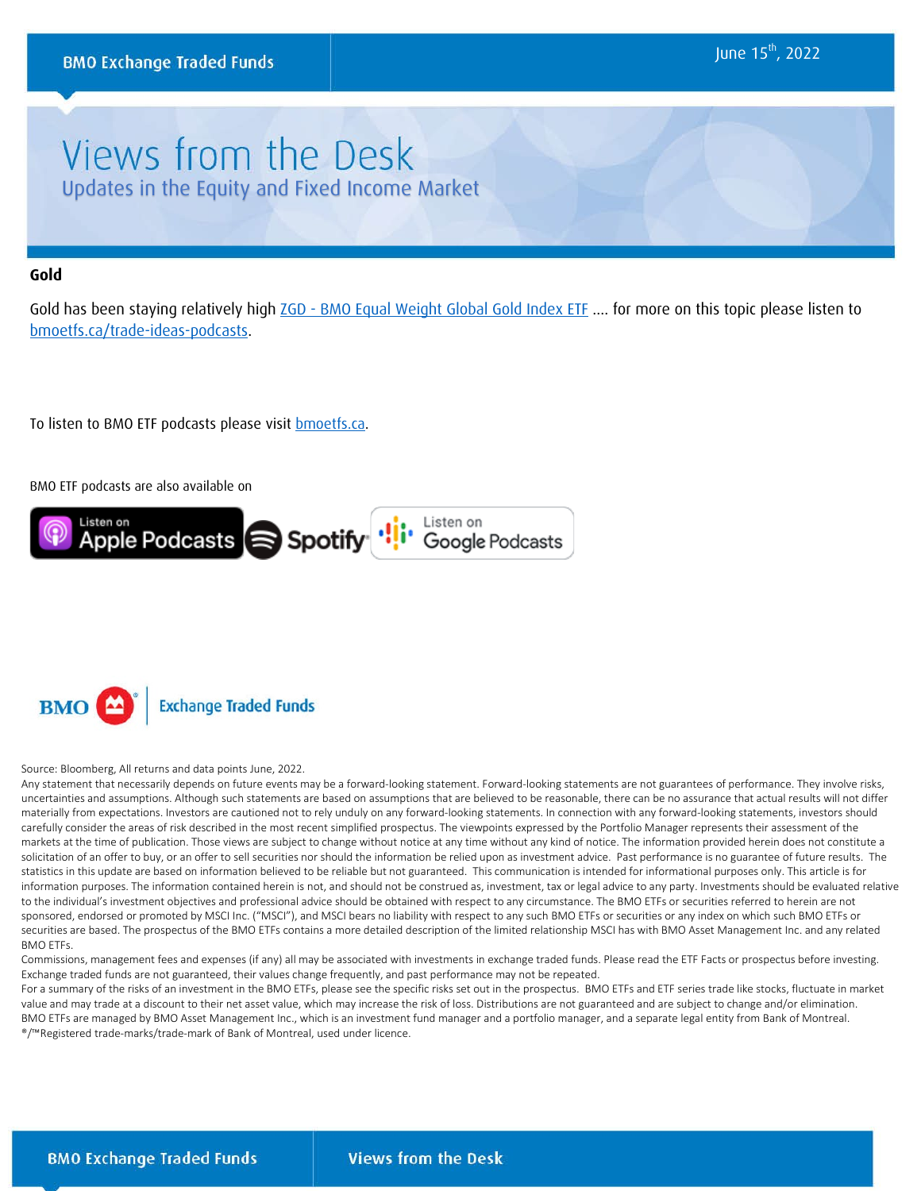## Gold

Gold has been staying relatively high ZGD - BMO Equal Weight Global Gold Index ETF .... for more on this topic please listen to bmoetfs.ca/trade-ideas-podcasts.

To listen to BMO ETF podcasts please visit bmoetfs.ca.

BMO ETF podcasts are also available on

Listen on Apple Podcasts Spotify Listen on Google Podcasts

BMO Exchange Traded Funds

Source: Bloomberg, All returns and data points June, 2022.

Any statement that necessarily depends on future events may be a forward-looking statement. Forward-looking statements are not guarantees of performance. They involve risks, uncertainties and assumptions. Although such statements are based on assumptions that are believed to be reasonable, there can be no assurance that actual results will not differ materially from expectations. Investors are cautioned not to rely unduly on any forward-looking statements. In connection with any forward-looking statements, investors should carefully consider the areas of risk described in the most recent simplified prospectus. The viewpoints expressed by the Portfolio Manager represents their assessment of the markets at the time of publication. Those views are subject to change without notice at any time without any kind of notice. The information provided herein does not constitute a solicitation of an offer to buy, or an offer to sell securities nor should the information be relied upon as investment advice. Past performance is no guarantee of future results. The statistics in this update are based on information believed to be reliable but not guaranteed. This communication is intended for informational purposes only. This article is for information purposes. The information contained herein is not, and should not be construed as, investment, tax or legal advice to any party. Investments should be evaluated relative to the individual's investment objectives and professional advice should be obtained with respect to any circumstance. The BMO ETFs or securities referred to herein are not sponsored, endorsed or promoted by MSCI Inc. ("MSCI"), and MSCI bears no liability with respect to any such BMO ETFs or securities or any index on which such BMO ETFs or securities are based. The prospectus of the BMO ETFs contains a more detailed description of the limited relationship MSCI has with BMO Asset Management Inc. and any related BMO ETFs.

Commissions, management fees and expenses (if any) all may be associated with investments in exchange traded funds. Please read the ETF Facts or prospectus before investing. Exchange traded funds are not guaranteed, their values change frequently, and past performance may not be repeated.

For a summary of the risks of an investment in the BMO ETFs, please see the specific risks set out in the prospectus. BMO ETFs and ETF series trade like stocks, fluctuate in market value and may trade at a discount to their net asset value, which may increase the risk of loss. Distributions are not guaranteed and are subject to change and/or elimination.

BMO ETFs are managed by BMO Asset Management Inc., which is an investment fund manager and a portfolio manager, and a separate legal entity from Bank of Montreal.

®/™Registered trade-marks/trade-mark of Bank of Montreal, used under licence.